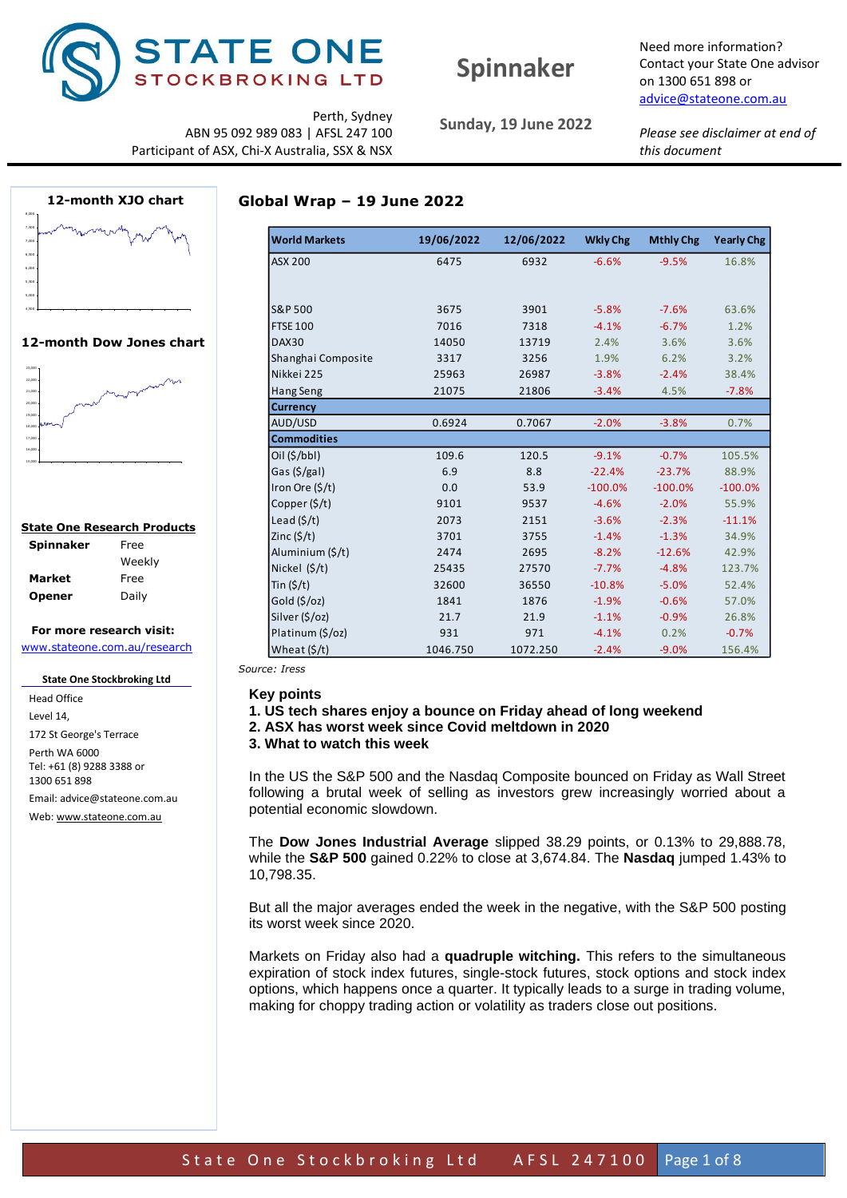# STATE ONE STOCKBROKING LTD

# Spinnaker

**Sunday, 19 June 2022**

Perth, Sydney
ABN 95 092 989 083 | AFSL 247 100
Participant of ASX, Chi-X Australia, SSX & NSX

Need more information? Contact your State One advisor on 1300 651 898 or advice@stateone.com.au

*Please see disclaimer at end of this document*

**12-month XJO chart**

**12-month Dow Jones chart**

**State One Research Products**

| | |
|---|---|
| **Spinnaker** | Free Weekly |
| **Market Opener** | Free Daily |

**For more research visit:**
www.stateone.com.au/research

**State One Stockbroking Ltd**

Head Office
Level 14,
172 St George's Terrace
Perth WA 6000
Tel: +61 (8) 9288 3388 or 1300 651 898
Email: advice@stateone.com.au
Web: www.stateone.com.au

## Global Wrap – 19 June 2022

| World Markets | 19/06/2022 | 12/06/2022 | Wkly Chg | Mthly Chg | Yearly Chg |
|---|---|---|---|---|---|
| ASX 200 | 6475 | 6932 | -6.6% | -9.5% | 16.8% |
| S&P 500 | 3675 | 3901 | -5.8% | -7.6% | 63.6% |
| FTSE 100 | 7016 | 7318 | -4.1% | -6.7% | 1.2% |
| DAX30 | 14050 | 13719 | 2.4% | 3.6% | 3.6% |
| Shanghai Composite | 3317 | 3256 | 1.9% | 6.2% | 3.2% |
| Nikkei 225 | 25963 | 26987 | -3.8% | -2.4% | 38.4% |
| Hang Seng | 21075 | 21806 | -3.4% | 4.5% | -7.8% |
| **Currency** | | | | | |
| AUD/USD | 0.6924 | 0.7067 | -2.0% | -3.8% | 0.7% |
| **Commodities** | | | | | |
| Oil ($/bbl) | 109.6 | 120.5 | -9.1% | -0.7% | 105.5% |
| Gas ($/gal) | 6.9 | 8.8 | -22.4% | -23.7% | 88.9% |
| Iron Ore ($/t) | 0.0 | 53.9 | -100.0% | -100.0% | -100.0% |
| Copper ($/t) | 9101 | 9537 | -4.6% | -2.0% | 55.9% |
| Lead ($/t) | 2073 | 2151 | -3.6% | -2.3% | -11.1% |
| Zinc ($/t) | 3701 | 3755 | -1.4% | -1.3% | 34.9% |
| Aluminium ($/t) | 2474 | 2695 | -8.2% | -12.6% | 42.9% |
| Nickel ($/t) | 25435 | 27570 | -7.7% | -4.8% | 123.7% |
| Tin ($/t) | 32600 | 36550 | -10.8% | -5.0% | 52.4% |
| Gold ($/oz) | 1841 | 1876 | -1.9% | -0.6% | 57.0% |
| Silver ($/oz) | 21.7 | 21.9 | -1.1% | -0.9% | 26.8% |
| Platinum ($/oz) | 931 | 971 | -4.1% | 0.2% | -0.7% |
| Wheat ($/t) | 1046.750 | 1072.250 | -2.4% | -9.0% | 156.4% |

*Source: Iress*

**Key points**

**1. US tech shares enjoy a bounce on Friday ahead of long weekend**
**2. ASX has worst week since Covid meltdown in 2020**
**3. What to watch this week**

In the US the S&P 500 and the Nasdaq Composite bounced on Friday as Wall Street following a brutal week of selling as investors grew increasingly worried about a potential economic slowdown.

The **Dow Jones Industrial Average** slipped 38.29 points, or 0.13% to 29,888.78, while the **S&P 500** gained 0.22% to close at 3,674.84. The **Nasdaq** jumped 1.43% to 10,798.35.

But all the major averages ended the week in the negative, with the S&P 500 posting its worst week since 2020.

Markets on Friday also had a **quadruple witching.** This refers to the simultaneous expiration of stock index futures, single-stock futures, stock options and stock index options, which happens once a quarter. It typically leads to a surge in trading volume, making for choppy trading action or volatility as traders close out positions.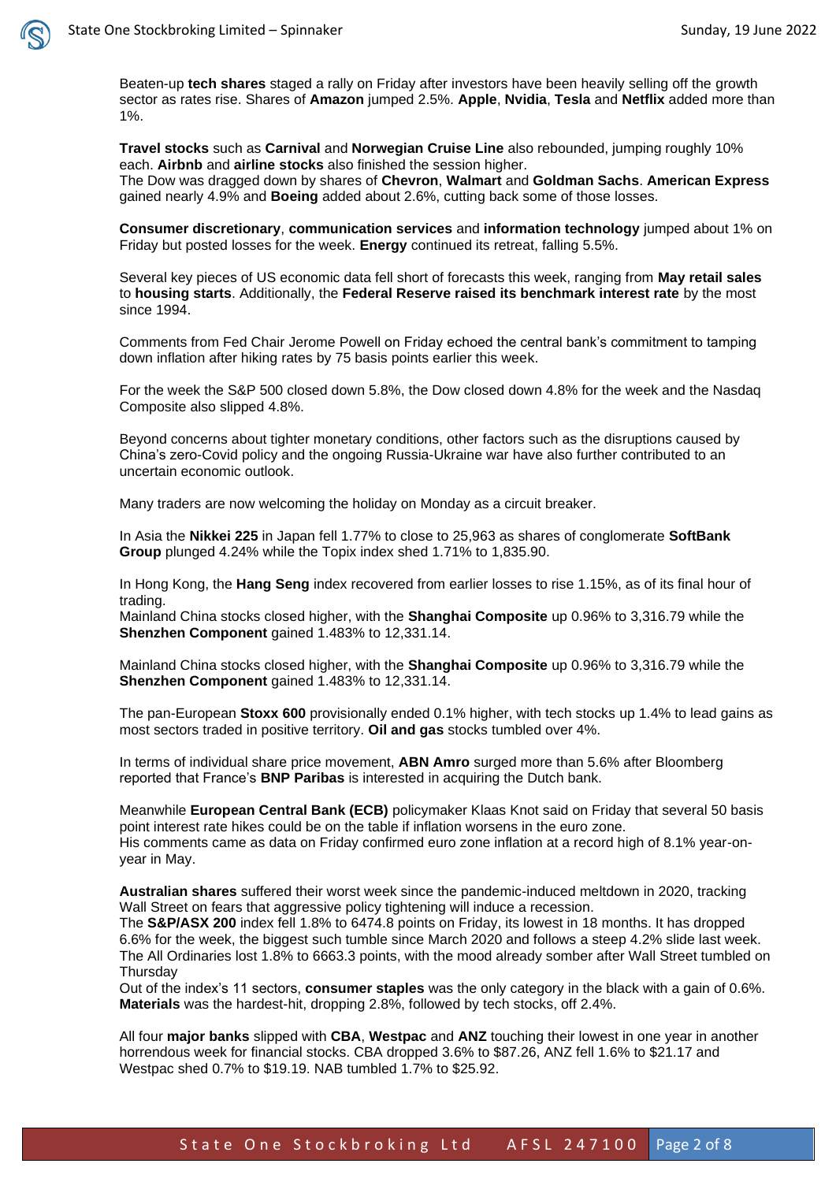Beaten-up **tech shares** staged a rally on Friday after investors have been heavily selling off the growth sector as rates rise. Shares of **Amazon** jumped 2.5%. **Apple**, **Nvidia**, **Tesla** and **Netflix** added more than 1%.

**Travel stocks** such as **Carnival** and **Norwegian Cruise Line** also rebounded, jumping roughly 10% each. **Airbnb** and **airline stocks** also finished the session higher.
The Dow was dragged down by shares of **Chevron**, **Walmart** and **Goldman Sachs**. **American Express** gained nearly 4.9% and **Boeing** added about 2.6%, cutting back some of those losses.

**Consumer discretionary**, **communication services** and **information technology** jumped about 1% on Friday but posted losses for the week. **Energy** continued its retreat, falling 5.5%.

Several key pieces of US economic data fell short of forecasts this week, ranging from **May retail sales** to **housing starts**. Additionally, the **Federal Reserve raised its benchmark interest rate** by the most since 1994.

Comments from Fed Chair Jerome Powell on Friday echoed the central bank's commitment to tamping down inflation after hiking rates by 75 basis points earlier this week.

For the week the S&P 500 closed down 5.8%, the Dow closed down 4.8% for the week and the Nasdaq Composite also slipped 4.8%.

Beyond concerns about tighter monetary conditions, other factors such as the disruptions caused by China's zero-Covid policy and the ongoing Russia-Ukraine war have also further contributed to an uncertain economic outlook.

Many traders are now welcoming the holiday on Monday as a circuit breaker.

In Asia the **Nikkei 225** in Japan fell 1.77% to close to 25,963 as shares of conglomerate **SoftBank Group** plunged 4.24% while the Topix index shed 1.71% to 1,835.90.

In Hong Kong, the **Hang Seng** index recovered from earlier losses to rise 1.15%, as of its final hour of trading.
Mainland China stocks closed higher, with the **Shanghai Composite** up 0.96% to 3,316.79 while the **Shenzhen Component** gained 1.483% to 12,331.14.

Mainland China stocks closed higher, with the **Shanghai Composite** up 0.96% to 3,316.79 while the **Shenzhen Component** gained 1.483% to 12,331.14.

The pan-European **Stoxx 600** provisionally ended 0.1% higher, with tech stocks up 1.4% to lead gains as most sectors traded in positive territory. **Oil and gas** stocks tumbled over 4%.

In terms of individual share price movement, **ABN Amro** surged more than 5.6% after Bloomberg reported that France's **BNP Paribas** is interested in acquiring the Dutch bank.

Meanwhile **European Central Bank (ECB)** policymaker Klaas Knot said on Friday that several 50 basis point interest rate hikes could be on the table if inflation worsens in the euro zone.
His comments came as data on Friday confirmed euro zone inflation at a record high of 8.1% year-on-year in May.

**Australian shares** suffered their worst week since the pandemic-induced meltdown in 2020, tracking Wall Street on fears that aggressive policy tightening will induce a recession.
The **S&P/ASX 200** index fell 1.8% to 6474.8 points on Friday, its lowest in 18 months. It has dropped 6.6% for the week, the biggest such tumble since March 2020 and follows a steep 4.2% slide last week.
The All Ordinaries lost 1.8% to 6663.3 points, with the mood already somber after Wall Street tumbled on Thursday
Out of the index's 11 sectors, **consumer staples** was the only category in the black with a gain of 0.6%. **Materials** was the hardest-hit, dropping 2.8%, followed by tech stocks, off 2.4%.

All four **major banks** slipped with **CBA**, **Westpac** and **ANZ** touching their lowest in one year in another horrendous week for financial stocks. CBA dropped 3.6% to $87.26, ANZ fell 1.6% to $21.17 and Westpac shed 0.7% to $19.19. NAB tumbled 1.7% to $25.92.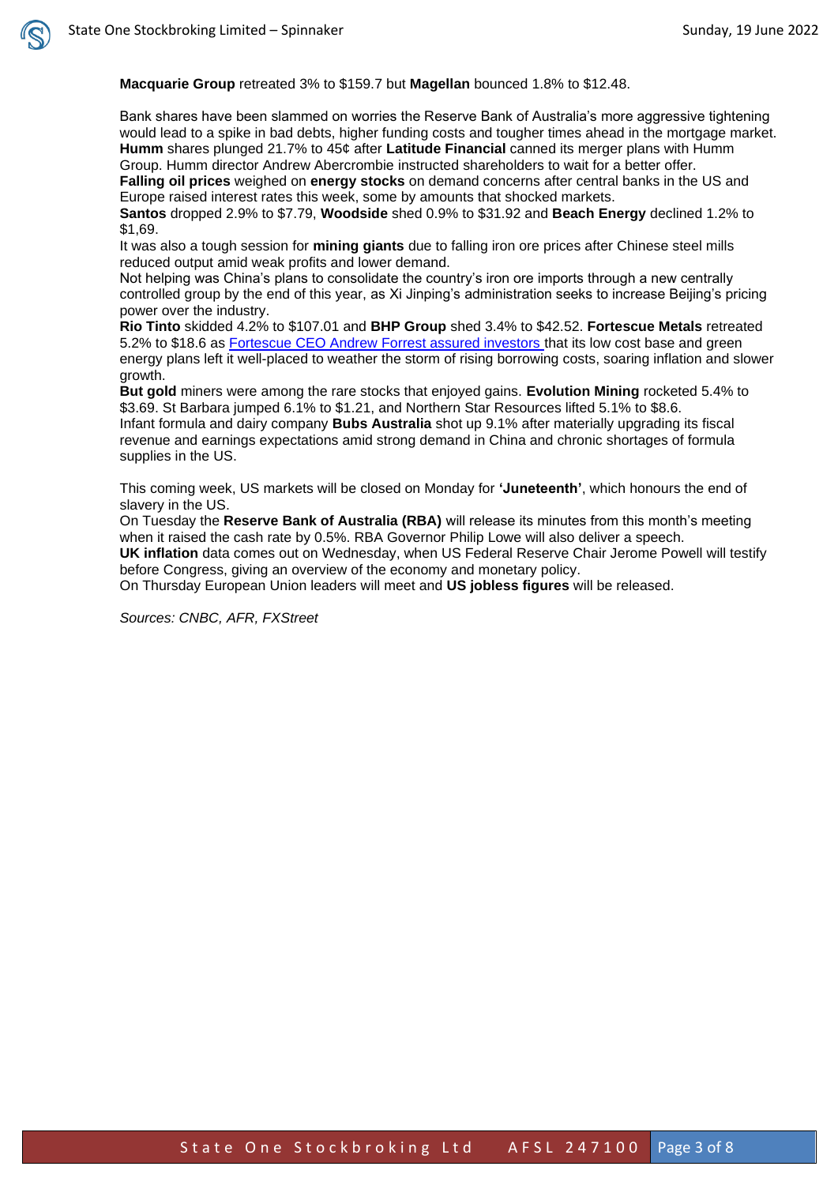**Macquarie Group** retreated 3% to $159.7 but **Magellan** bounced 1.8% to $12.48.

Bank shares have been slammed on worries the Reserve Bank of Australia's more aggressive tightening would lead to a spike in bad debts, higher funding costs and tougher times ahead in the mortgage market.
**Humm** shares plunged 21.7% to 45¢ after **Latitude Financial** canned its merger plans with Humm Group. Humm director Andrew Abercrombie instructed shareholders to wait for a better offer.
**Falling oil prices** weighed on **energy stocks** on demand concerns after central banks in the US and Europe raised interest rates this week, some by amounts that shocked markets.
**Santos** dropped 2.9% to $7.79, **Woodside** shed 0.9% to $31.92 and **Beach Energy** declined 1.2% to $1,69.
It was also a tough session for **mining giants** due to falling iron ore prices after Chinese steel mills reduced output amid weak profits and lower demand.
Not helping was China's plans to consolidate the country's iron ore imports through a new centrally controlled group by the end of this year, as Xi Jinping's administration seeks to increase Beijing's pricing power over the industry.
**Rio Tinto** skidded 4.2% to $107.01 and **BHP Group** shed 3.4% to $42.52. **Fortescue Metals** retreated 5.2% to $18.6 as Fortescue CEO Andrew Forrest assured investors that its low cost base and green energy plans left it well-placed to weather the storm of rising borrowing costs, soaring inflation and slower growth.
**But gold** miners were among the rare stocks that enjoyed gains. **Evolution Mining** rocketed 5.4% to $3.69. St Barbara jumped 6.1% to $1.21, and Northern Star Resources lifted 5.1% to $8.6.
Infant formula and dairy company **Bubs Australia** shot up 9.1% after materially upgrading its fiscal revenue and earnings expectations amid strong demand in China and chronic shortages of formula supplies in the US.

This coming week, US markets will be closed on Monday for **'Juneteenth'**, which honours the end of slavery in the US.
On Tuesday the **Reserve Bank of Australia (RBA)** will release its minutes from this month's meeting when it raised the cash rate by 0.5%. RBA Governor Philip Lowe will also deliver a speech.
**UK inflation** data comes out on Wednesday, when US Federal Reserve Chair Jerome Powell will testify before Congress, giving an overview of the economy and monetary policy.
On Thursday European Union leaders will meet and **US jobless figures** will be released.

*Sources: CNBC, AFR, FXStreet*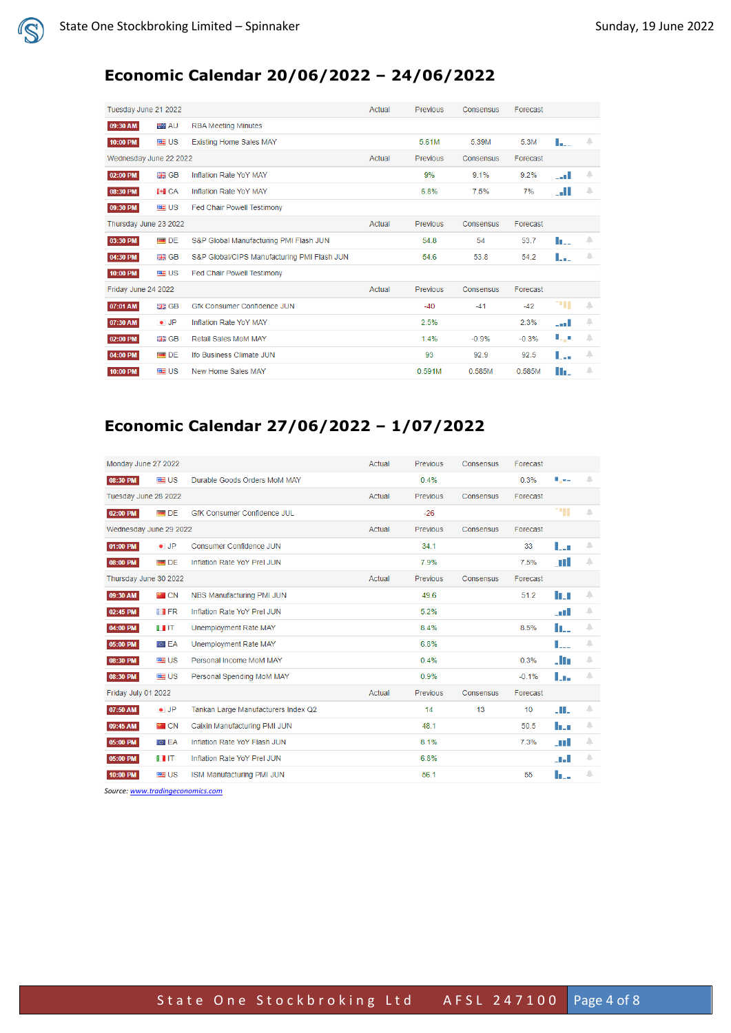## Economic Calendar 20/06/2022 – 24/06/2022

| Tuesday June 21 2022 | | | Actual | Previous | Consensus | Forecast |
|---|---|---|---|---|---|---|
| 09:30 AM | AU | RBA Meeting Minutes | | | | |
| 10:00 PM | US | Existing Home Sales MAY | | 5.61M | 5.39M | 5.3M |
| **Wednesday June 22 2022** | | | **Actual** | **Previous** | **Consensus** | **Forecast** |
| 02:00 PM | GB | Inflation Rate YoY MAY | | 9% | 9.1% | 9.2% |
| 08:30 PM | CA | Inflation Rate YoY MAY | | 6.8% | 7.5% | 7% |
| 09:30 PM | US | Fed Chair Powell Testimony | | | | |
| **Thursday June 23 2022** | | | **Actual** | **Previous** | **Consensus** | **Forecast** |
| 03:30 PM | DE | S&P Global Manufacturing PMI Flash JUN | | 54.8 | 54 | 53.7 |
| 04:30 PM | GB | S&P Global/CIPS Manufacturing PMI Flash JUN | | 54.6 | 53.8 | 54.2 |
| 10:00 PM | US | Fed Chair Powell Testimony | | | | |
| **Friday June 24 2022** | | | **Actual** | **Previous** | **Consensus** | **Forecast** |
| 07:01 AM | GB | Gfk Consumer Confidence JUN | | -40 | -41 | -42 |
| 07:30 AM | JP | Inflation Rate YoY MAY | | 2.5% | | 2.3% |
| 02:00 PM | GB | Retail Sales MoM MAY | | 1.4% | -0.9% | -0.3% |
| 04:00 PM | DE | Ifo Business Climate JUN | | 93 | 92.9 | 92.5 |
| 10:00 PM | US | New Home Sales MAY | | 0.591M | 0.585M | 0.585M |

## Economic Calendar 27/06/2022 – 1/07/2022

| Monday June 27 2022 | | | Actual | Previous | Consensus | Forecast |
|---|---|---|---|---|---|---|
| 08:30 PM | US | Durable Goods Orders MoM MAY | | 0.4% | | 0.3% |
| **Tuesday June 28 2022** | | | **Actual** | **Previous** | **Consensus** | **Forecast** |
| 02:00 PM | DE | GfK Consumer Confidence JUL | | -26 | | |
| **Wednesday June 29 2022** | | | **Actual** | **Previous** | **Consensus** | **Forecast** |
| 01:00 PM | JP | Consumer Confidence JUN | | 34.1 | | 33 |
| 08:00 PM | DE | Inflation Rate YoY Prel JUN | | 7.9% | | 7.5% |
| **Thursday June 30 2022** | | | **Actual** | **Previous** | **Consensus** | **Forecast** |
| 09:30 AM | CN | NBS Manufacturing PMI JUN | | 49.6 | | 51.2 |
| 02:45 PM | FR | Inflation Rate YoY Prel JUN | | 5.2% | | |
| 04:00 PM | IT | Unemployment Rate MAY | | 8.4% | | 8.5% |
| 05:00 PM | EA | Unemployment Rate MAY | | 6.8% | | |
| 08:30 PM | US | Personal Income MoM MAY | | 0.4% | | 0.3% |
| 08:30 PM | US | Personal Spending MoM MAY | | 0.9% | | -0.1% |
| **Friday July 01 2022** | | | **Actual** | **Previous** | **Consensus** | **Forecast** |
| 07:50 AM | JP | Tankan Large Manufacturers Index Q2 | | 14 | 13 | 10 |
| 09:45 AM | CN | Caixin Manufacturing PMI JUN | | 48.1 | | 50.5 |
| 05:00 PM | EA | Inflation Rate YoY Flash JUN | | 8.1% | | 7.3% |
| 05:00 PM | IT | Inflation Rate YoY Prel JUN | | 6.8% | | |
| 10:00 PM | US | ISM Manufacturing PMI JUN | | 56.1 | | 55 |

*Source: www.tradingeconomics.com*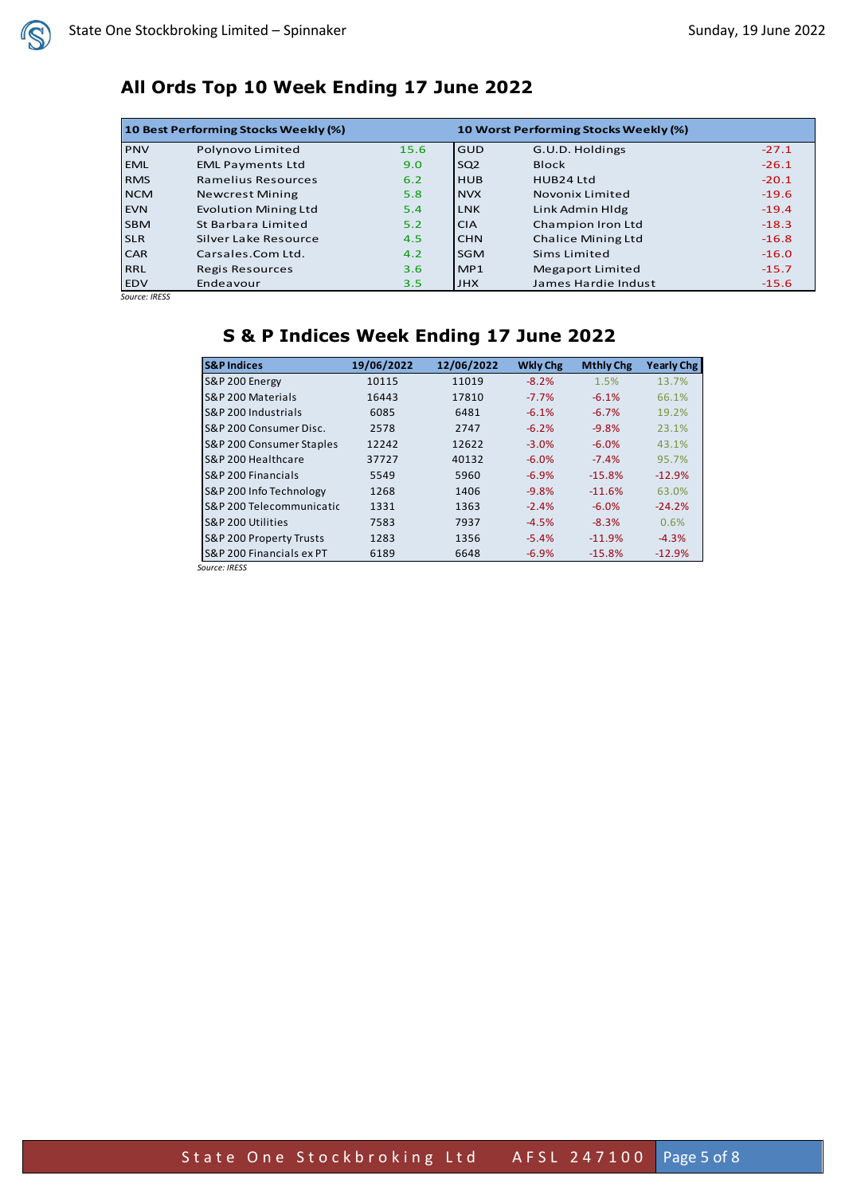## All Ords Top 10 Week Ending 17 June 2022

| 10 Best Performing Stocks Weekly (%) | | | 10 Worst Performing Stocks Weekly (%) | | |
|---|---|---|---|---|---|
| PNV | Polynovo Limited | 15.6 | GUD | G.U.D. Holdings | -27.1 |
| EML | EML Payments Ltd | 9.0 | SQ2 | Block | -26.1 |
| RMS | Ramelius Resources | 6.2 | HUB | HUB24 Ltd | -20.1 |
| NCM | Newcrest Mining | 5.8 | NVX | Novonix Limited | -19.6 |
| EVN | Evolution Mining Ltd | 5.4 | LNK | Link Admin Hldg | -19.4 |
| SBM | St Barbara Limited | 5.2 | CIA | Champion Iron Ltd | -18.3 |
| SLR | Silver Lake Resource | 4.5 | CHN | Chalice Mining Ltd | -16.8 |
| CAR | Carsales.Com Ltd. | 4.2 | SGM | Sims Limited | -16.0 |
| RRL | Regis Resources | 3.6 | MP1 | Megaport Limited | -15.7 |
| EDV | Endeavour | 3.5 | JHX | James Hardie Indust | -15.6 |

*Source: IRESS*

## S & P Indices Week Ending 17 June 2022

| S&P Indices | 19/06/2022 | 12/06/2022 | Wkly Chg | Mthly Chg | Yearly Chg |
|---|---|---|---|---|---|
| S&P 200 Energy | 10115 | 11019 | -8.2% | 1.5% | 13.7% |
| S&P 200 Materials | 16443 | 17810 | -7.7% | -6.1% | 66.1% |
| S&P 200 Industrials | 6085 | 6481 | -6.1% | -6.7% | 19.2% |
| S&P 200 Consumer Disc. | 2578 | 2747 | -6.2% | -9.8% | 23.1% |
| S&P 200 Consumer Staples | 12242 | 12622 | -3.0% | -6.0% | 43.1% |
| S&P 200 Healthcare | 37727 | 40132 | -6.0% | -7.4% | 95.7% |
| S&P 200 Financials | 5549 | 5960 | -6.9% | -15.8% | -12.9% |
| S&P 200 Info Technology | 1268 | 1406 | -9.8% | -11.6% | 63.0% |
| S&P 200 Telecommunicatic | 1331 | 1363 | -2.4% | -6.0% | -24.2% |
| S&P 200 Utilities | 7583 | 7937 | -4.5% | -8.3% | 0.6% |
| S&P 200 Property Trusts | 1283 | 1356 | -5.4% | -11.9% | -4.3% |
| S&P 200 Financials ex PT | 6189 | 6648 | -6.9% | -15.8% | -12.9% |

*Source: IRESS*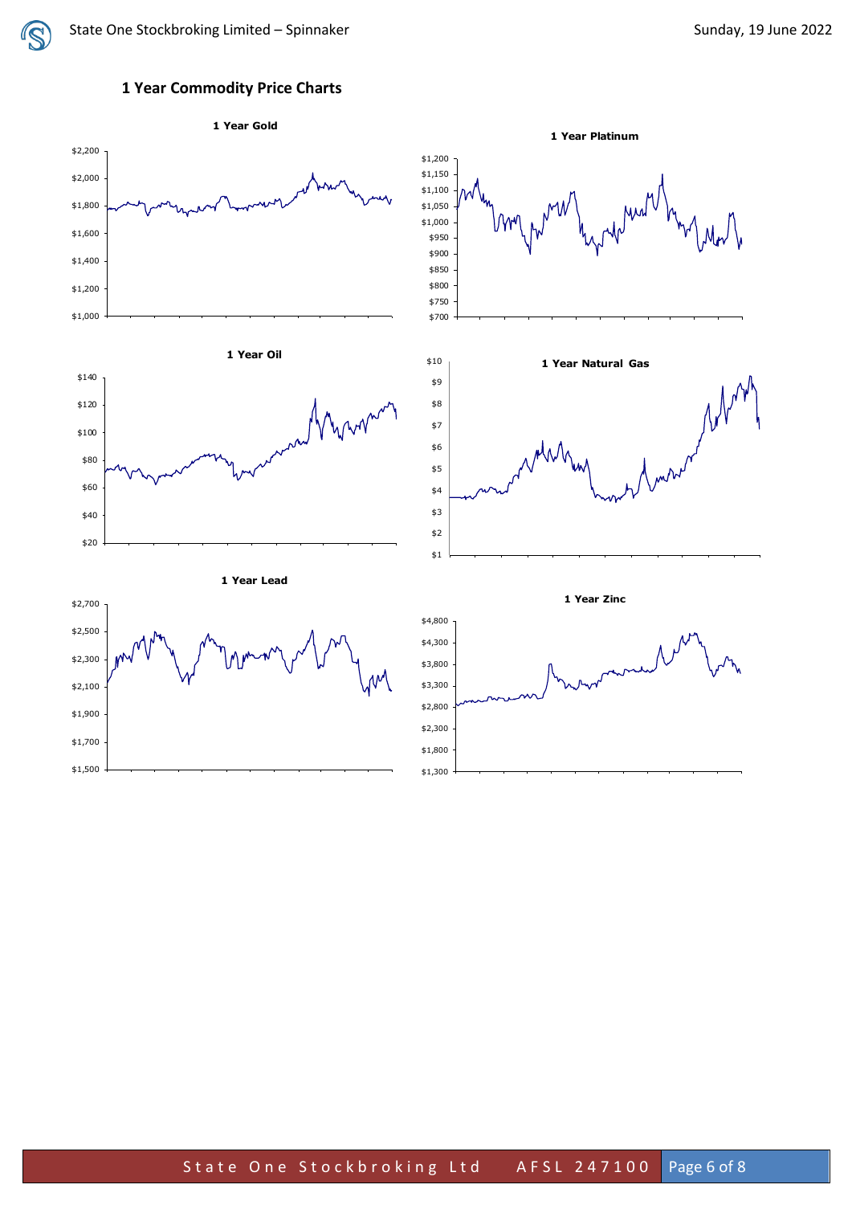## 1 Year Commodity Price Charts

**1 Year Gold**

$2,200
$2,000
$1,800
$1,600
$1,400
$1,200
$1,000

**1 Year Platinum**

$1,200
$1,150
$1,100
$1,050
$1,000
$950
$900
$850
$800
$750
$700

**1 Year Oil**

$140
$120
$100
$80
$60
$40
$20

**1 Year Natural Gas**

$10
$9
$8
$7
$6
$5
$4
$3
$2
$1

**1 Year Lead**

$2,700
$2,500
$2,300
$2,100
$1,900
$1,700
$1,500

**1 Year Zinc**

$4,800
$4,300
$3,800
$3,300
$2,800
$2,300
$1,800
$1,300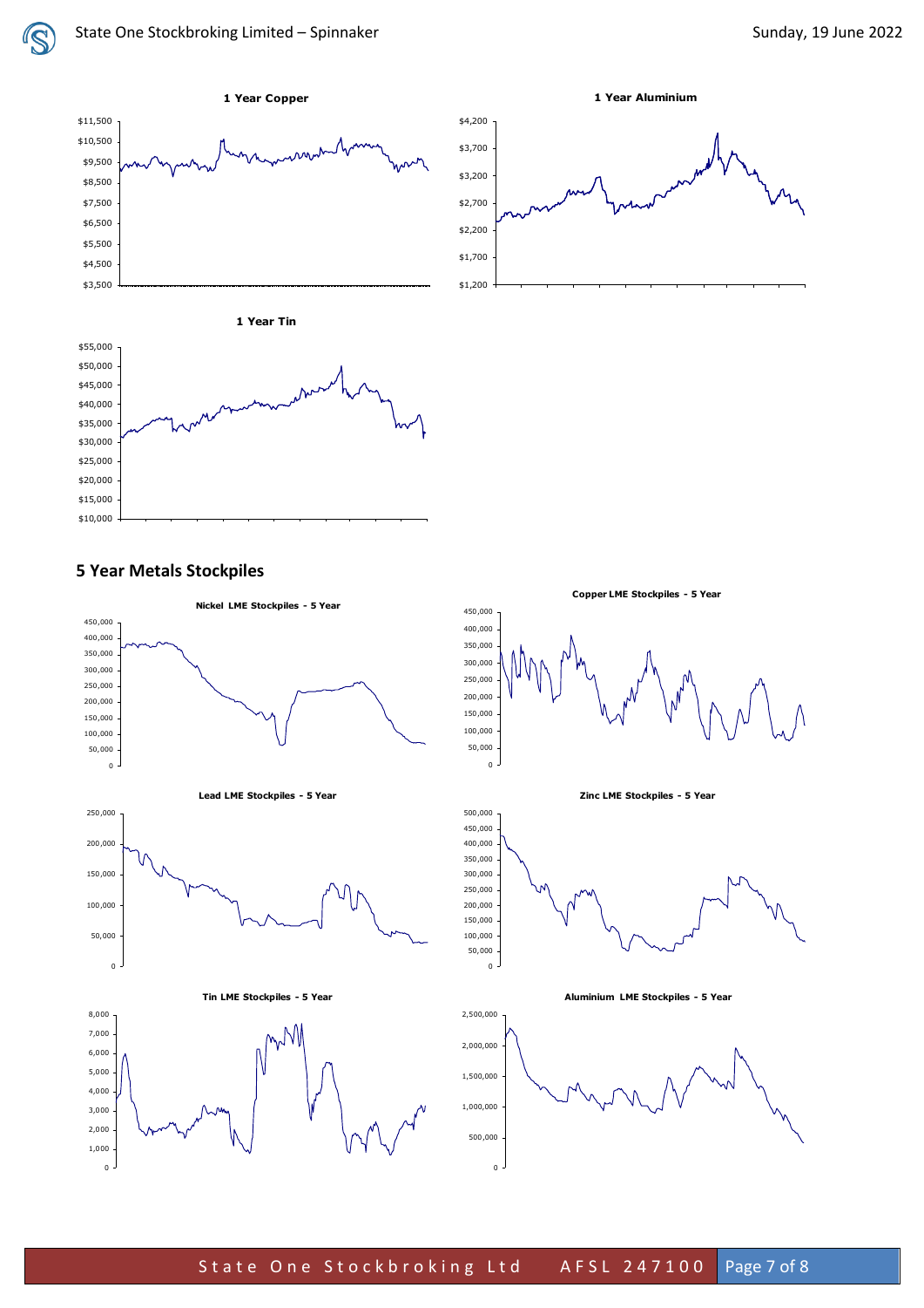**1 Year Copper**

**1 Year Aluminium**

**1 Year Tin**

## 5 Year Metals Stockpiles

**Nickel LME Stockpiles - 5 Year**

**Copper LME Stockpiles - 5 Year**

**Lead LME Stockpiles - 5 Year**

**Zinc LME Stockpiles - 5 Year**

**Tin LME Stockpiles - 5 Year**

**Aluminium LME Stockpiles - 5 Year**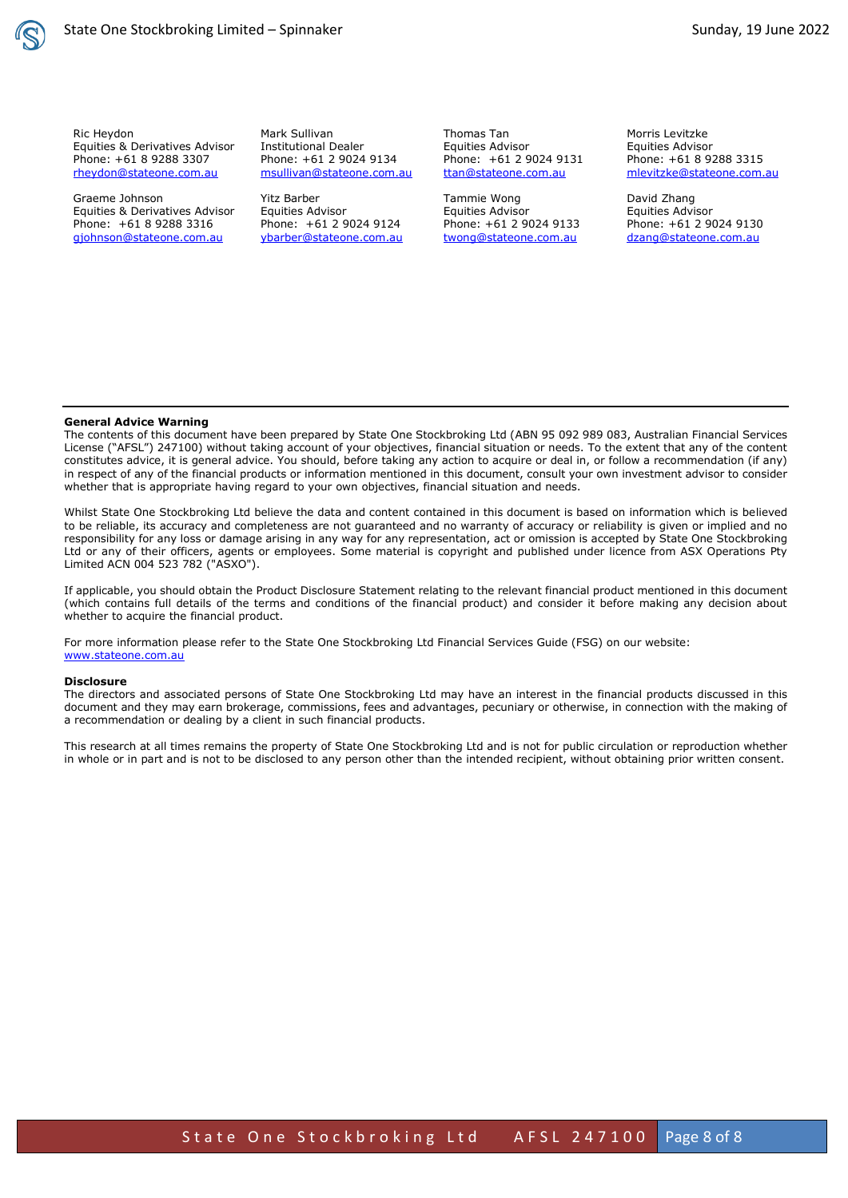Ric Heydon
Equities & Derivatives Advisor
Phone: +61 8 9288 3307
rheydon@stateone.com.au

Graeme Johnson
Equities & Derivatives Advisor
Phone: +61 8 9288 3316
gjohnson@stateone.com.au

Mark Sullivan
Institutional Dealer
Phone: +61 2 9024 9134
msullivan@stateone.com.au

Yitz Barber
Equities Advisor
Phone: +61 2 9024 9124
ybarber@stateone.com.au

Thomas Tan
Equities Advisor
Phone: +61 2 9024 9131
ttan@stateone.com.au

Tammie Wong
Equities Advisor
Phone: +61 2 9024 9133
twong@stateone.com.au

Morris Levitzke
Equities Advisor
Phone: +61 8 9288 3315
mlevitzke@stateone.com.au

David Zhang
Equities Advisor
Phone: +61 2 9024 9130
dzang@stateone.com.au

**General Advice Warning**

The contents of this document have been prepared by State One Stockbroking Ltd (ABN 95 092 989 083, Australian Financial Services License ("AFSL") 247100) without taking account of your objectives, financial situation or needs. To the extent that any of the content constitutes advice, it is general advice. You should, before taking any action to acquire or deal in, or follow a recommendation (if any) in respect of any of the financial products or information mentioned in this document, consult your own investment advisor to consider whether that is appropriate having regard to your own objectives, financial situation and needs.

Whilst State One Stockbroking Ltd believe the data and content contained in this document is based on information which is believed to be reliable, its accuracy and completeness are not guaranteed and no warranty of accuracy or reliability is given or implied and no responsibility for any loss or damage arising in any way for any representation, act or omission is accepted by State One Stockbroking Ltd or any of their officers, agents or employees. Some material is copyright and published under licence from ASX Operations Pty Limited ACN 004 523 782 ("ASXO").

If applicable, you should obtain the Product Disclosure Statement relating to the relevant financial product mentioned in this document (which contains full details of the terms and conditions of the financial product) and consider it before making any decision about whether to acquire the financial product.

For more information please refer to the State One Stockbroking Ltd Financial Services Guide (FSG) on our website:
www.stateone.com.au

**Disclosure**

The directors and associated persons of State One Stockbroking Ltd may have an interest in the financial products discussed in this document and they may earn brokerage, commissions, fees and advantages, pecuniary or otherwise, in connection with the making of a recommendation or dealing by a client in such financial products.

This research at all times remains the property of State One Stockbroking Ltd and is not for public circulation or reproduction whether in whole or in part and is not to be disclosed to any person other than the intended recipient, without obtaining prior written consent.